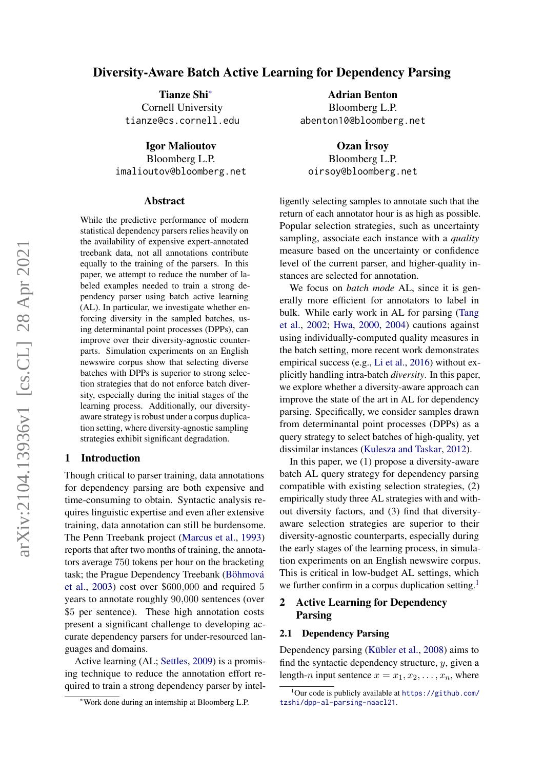# Diversity-Aware Batch Active Learning for Dependency Parsing

**Tianze Shi**[*]
Cornell University
tianze@cs.cornell.edu

**Adrian Benton**
Bloomberg L.P.
abenton10@bloomberg.net

**Igor Malioutov**
Bloomberg L.P.
imalioutov@bloomberg.net

**Ozan İrsoy**
Bloomberg L.P.
oirsoy@bloomberg.net

## Abstract

While the predictive performance of modern statistical dependency parsers relies heavily on the availability of expensive expert-annotated treebank data, not all annotations contribute equally to the training of the parsers. In this paper, we attempt to reduce the number of labeled examples needed to train a strong dependency parser using batch active learning (AL). In particular, we investigate whether enforcing diversity in the sampled batches, using determinantal point processes (DPPs), can improve over their diversity-agnostic counterparts. Simulation experiments on an English newswire corpus show that selecting diverse batches with DPPs is superior to strong selection strategies that do not enforce batch diversity, especially during the initial stages of the learning process. Additionally, our diversity-aware strategy is robust under a corpus duplication setting, where diversity-agnostic sampling strategies exhibit significant degradation.

## 1 Introduction

Though critical to parser training, data annotations for dependency parsing are both expensive and time-consuming to obtain. Syntactic analysis requires linguistic expertise and even after extensive training, data annotation can still be burdensome. The Penn Treebank project (Marcus et al., 1993) reports that after two months of training, the annotators average 750 tokens per hour on the bracketing task; the Prague Dependency Treebank (Böhmová et al., 2003) cost over \$600,000 and required 5 years to annotate roughly 90,000 sentences (over \$5 per sentence). These high annotation costs present a significant challenge to developing accurate dependency parsers for under-resourced languages and domains.

Active learning (AL; Settles, 2009) is a promising technique to reduce the annotation effort required to train a strong dependency parser by intelligently selecting samples to annotate such that the return of each annotator hour is as high as possible. Popular selection strategies, such as uncertainty sampling, associate each instance with a *quality* measure based on the uncertainty or confidence level of the current parser, and higher-quality instances are selected for annotation.

We focus on *batch mode* AL, since it is generally more efficient for annotators to label in bulk. While early work in AL for parsing (Tang et al., 2002; Hwa, 2000, 2004) cautions against using individually-computed quality measures in the batch setting, more recent work demonstrates empirical success (e.g., Li et al., 2016) without explicitly handling intra-batch *diversity*. In this paper, we explore whether a diversity-aware approach can improve the state of the art in AL for dependency parsing. Specifically, we consider samples drawn from determinantal point processes (DPPs) as a query strategy to select batches of high-quality, yet dissimilar instances (Kulesza and Taskar, 2012).

In this paper, we (1) propose a diversity-aware batch AL query strategy for dependency parsing compatible with existing selection strategies, (2) empirically study three AL strategies with and without diversity factors, and (3) find that diversity-aware selection strategies are superior to their diversity-agnostic counterparts, especially during the early stages of the learning process, in simulation experiments on an English newswire corpus. This is critical in low-budget AL settings, which we further confirm in a corpus duplication setting.[1]

## 2 Active Learning for Dependency Parsing

### 2.1 Dependency Parsing

Dependency parsing (Kübler et al., 2008) aims to find the syntactic dependency structure, $y$, given a length-$n$ input sentence $x = x_1, x_2, \ldots, x_n$, where

[1] Our code is publicly available at https://github.com/tzshi/dpp-al-parsing-naacl21.

[*] Work done during an internship at Bloomberg L.P.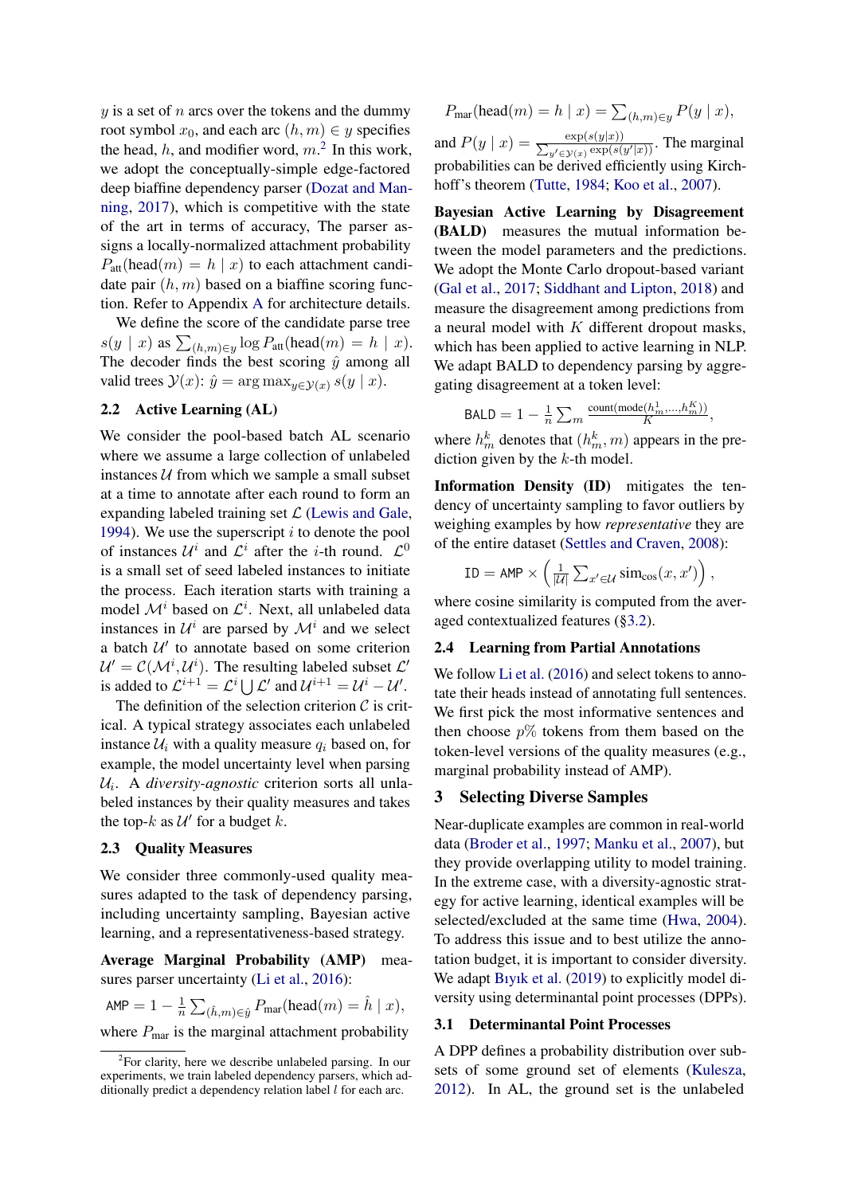$y$ is a set of $n$ arcs over the tokens and the dummy root symbol $x_0$, and each arc $(h, m) \in y$ specifies the head, $h$, and modifier word, $m$.[2] In this work, we adopt the conceptually-simple edge-factored deep biaffine dependency parser (Dozat and Manning, 2017), which is competitive with the state of the art in terms of accuracy, The parser assigns a locally-normalized attachment probability $P_{\text{att}}(\text{head}(m) = h \mid x)$ to each attachment candidate pair $(h, m)$ based on a biaffine scoring function. Refer to Appendix A for architecture details.

We define the score of the candidate parse tree $s(y \mid x)$ as $\sum_{(h,m) \in y} \log P_{\text{att}}(\text{head}(m) = h \mid x)$. The decoder finds the best scoring $\hat{y}$ among all valid trees $\mathcal{Y}(x)$: $\hat{y} = \arg\max_{y \in \mathcal{Y}(x)} s(y \mid x)$.

## 2.2 Active Learning (AL)

We consider the pool-based batch AL scenario where we assume a large collection of unlabeled instances $\mathcal{U}$ from which we sample a small subset at a time to annotate after each round to form an expanding labeled training set $\mathcal{L}$ (Lewis and Gale, 1994). We use the superscript $i$ to denote the pool of instances $\mathcal{U}^i$ and $\mathcal{L}^i$ after the $i$-th round. $\mathcal{L}^0$ is a small set of seed labeled instances to initiate the process. Each iteration starts with training a model $\mathcal{M}^i$ based on $\mathcal{L}^i$. Next, all unlabeled data instances in $\mathcal{U}^i$ are parsed by $\mathcal{M}^i$ and we select a batch $\mathcal{U}'$ to annotate based on some criterion $\mathcal{U}' = \mathcal{C}(\mathcal{M}^i, \mathcal{U}^i)$. The resulting labeled subset $\mathcal{L}'$ is added to $\mathcal{L}^{i+1} = \mathcal{L}^i \bigcup \mathcal{L}'$ and $\mathcal{U}^{i+1} = \mathcal{U}^i - \mathcal{U}'$.

The definition of the selection criterion $\mathcal{C}$ is critical. A typical strategy associates each unlabeled instance $\mathcal{U}_i$ with a quality measure $q_i$ based on, for example, the model uncertainty level when parsing $\mathcal{U}_i$. A *diversity-agnostic* criterion sorts all unlabeled instances by their quality measures and takes the top-$k$ as $\mathcal{U}'$ for a budget $k$.

## 2.3 Quality Measures

We consider three commonly-used quality measures adapted to the task of dependency parsing, including uncertainty sampling, Bayesian active learning, and a representativeness-based strategy.

**Average Marginal Probability (AMP)** measures parser uncertainty (Li et al., 2016):

$$\texttt{AMP} = 1 - \frac{1}{n} \sum_{(\hat{h},m) \in \hat{y}} P_{\text{mar}}(\text{head}(m) = \hat{h} \mid x),$$

where $P_{\text{mar}}$ is the marginal attachment probability

$$P_{\text{mar}}(\text{head}(m) = h \mid x) = \sum_{(h,m) \in y} P(y \mid x),$$

and $P(y \mid x) = \frac{\exp(s(y|x))}{\sum_{y' \in \mathcal{Y}(x)} \exp(s(y'|x))}$. The marginal probabilities can be derived efficiently using Kirchhoff's theorem (Tutte, 1984; Koo et al., 2007).

**Bayesian Active Learning by Disagreement (BALD)** measures the mutual information between the model parameters and the predictions. We adopt the Monte Carlo dropout-based variant (Gal et al., 2017; Siddhant and Lipton, 2018) and measure the disagreement among predictions from a neural model with $K$ different dropout masks, which has been applied to active learning in NLP. We adapt BALD to dependency parsing by aggregating disagreement at a token level:

$$\texttt{BALD} = 1 - \frac{1}{n} \sum_m \frac{\text{count}(\text{mode}(h_m^1, \ldots, h_m^K))}{K},$$

where $h_m^k$ denotes that $(h_m^k, m)$ appears in the prediction given by the $k$-th model.

**Information Density (ID)** mitigates the tendency of uncertainty sampling to favor outliers by weighing examples by how *representative* they are of the entire dataset (Settles and Craven, 2008):

$$\texttt{ID} = \texttt{AMP} \times \left( \frac{1}{|\mathcal{U}|} \sum_{x' \in \mathcal{U}} \text{sim}_{\cos}(x, x') \right),$$

where cosine similarity is computed from the averaged contextualized features (§3.2).

## 2.4 Learning from Partial Annotations

We follow Li et al. (2016) and select tokens to annotate their heads instead of annotating full sentences. We first pick the most informative sentences and then choose $p\%$ tokens from them based on the token-level versions of the quality measures (e.g., marginal probability instead of AMP).

# 3 Selecting Diverse Samples

Near-duplicate examples are common in real-world data (Broder et al., 1997; Manku et al., 2007), but they provide overlapping utility to model training. In the extreme case, with a diversity-agnostic strategy for active learning, identical examples will be selected/excluded at the same time (Hwa, 2004). To address this issue and to best utilize the annotation budget, it is important to consider diversity. We adapt Bıyık et al. (2019) to explicitly model diversity using determinantal point processes (DPPs).

## 3.1 Determinantal Point Processes

A DPP defines a probability distribution over subsets of some ground set of elements (Kulesza, 2012). In AL, the ground set is the unlabeled

[2] For clarity, here we describe unlabeled parsing. In our experiments, we train labeled dependency parsers, which additionally predict a dependency relation label $l$ for each arc.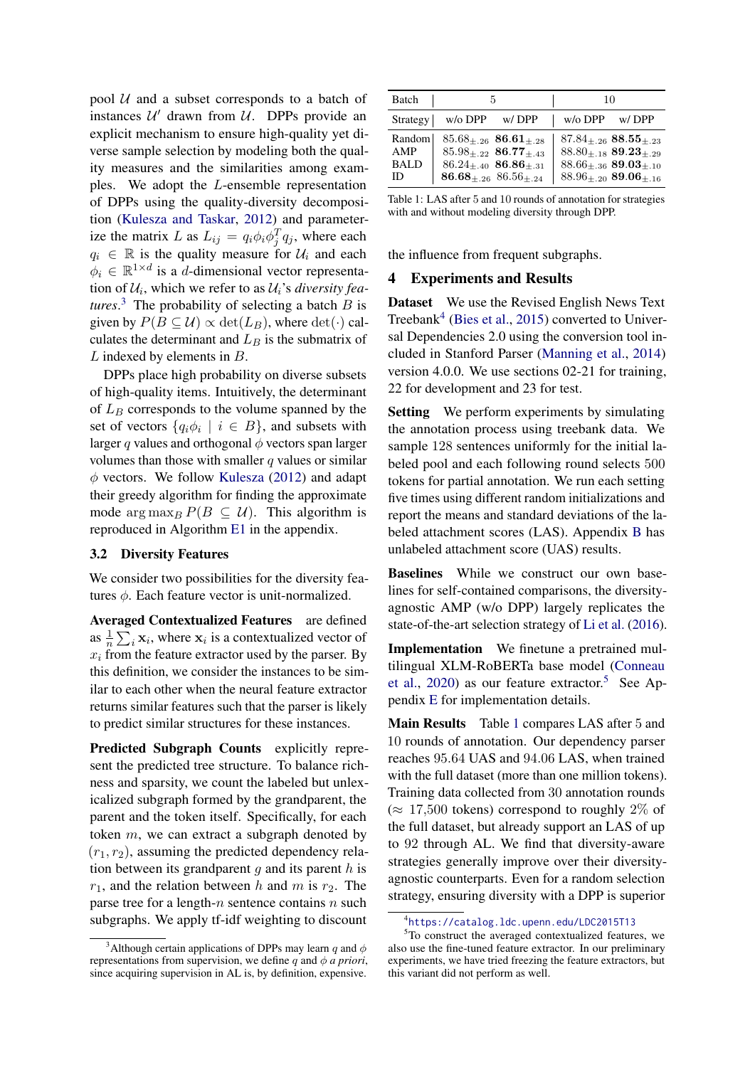pool $\mathcal{U}$ and a subset corresponds to a batch of instances $\mathcal{U}'$ drawn from $\mathcal{U}$. DPPs provide an explicit mechanism to ensure high-quality yet diverse sample selection by modeling both the quality measures and the similarities among examples. We adopt the $L$-ensemble representation of DPPs using the quality-diversity decomposition (Kulesza and Taskar, 2012) and parameterize the matrix $L$ as $L_{ij} = q_i \phi_i \phi_j^T q_j$, where each $q_i \in \mathbb{R}$ is the quality measure for $\mathcal{U}_i$ and each $\phi_i \in \mathbb{R}^{1\times d}$ is a $d$-dimensional vector representation of $\mathcal{U}_i$, which we refer to as $\mathcal{U}_i$'s *diversity features*.[3] The probability of selecting a batch $B$ is given by $P(B \subseteq \mathcal{U}) \propto \det(L_B)$, where $\det(\cdot)$ calculates the determinant and $L_B$ is the submatrix of $L$ indexed by elements in $B$.

DPPs place high probability on diverse subsets of high-quality items. Intuitively, the determinant of $L_B$ corresponds to the volume spanned by the set of vectors $\{q_i \phi_i \mid i \in B\}$, and subsets with larger $q$ values and orthogonal $\phi$ vectors span larger volumes than those with smaller $q$ values or similar $\phi$ vectors. We follow Kulesza (2012) and adapt their greedy algorithm for finding the approximate mode $\arg\max_B P(B \subseteq \mathcal{U})$. This algorithm is reproduced in Algorithm E1 in the appendix.

### 3.2 Diversity Features

We consider two possibilities for the diversity features $\phi$. Each feature vector is unit-normalized.

**Averaged Contextualized Features** are defined as $\frac{1}{n}\sum_i \mathbf{x}_i$, where $\mathbf{x}_i$ is a contextualized vector of $x_i$ from the feature extractor used by the parser. By this definition, we consider the instances to be similar to each other when the neural feature extractor returns similar features such that the parser is likely to predict similar structures for these instances.

**Predicted Subgraph Counts** explicitly represent the predicted tree structure. To balance richness and sparsity, we count the labeled but unlexicalized subgraph formed by the grandparent, the parent and the token itself. Specifically, for each token $m$, we can extract a subgraph denoted by $(r_1, r_2)$, assuming the predicted dependency relation between its grandparent $g$ and its parent $h$ is $r_1$, and the relation between $h$ and $m$ is $r_2$. The parse tree for a length-$n$ sentence contains $n$ such subgraphs. We apply tf-idf weighting to discount the influence from frequent subgraphs.

[3] Although certain applications of DPPs may learn $q$ and $\phi$ representations from supervision, we define $q$ and $\phi$ *a priori*, since acquiring supervision in AL is, by definition, expensive.

| Batch | 5 | | 10 | |
|---|---|---|---|---|
| Strategy | w/o DPP | w/ DPP | w/o DPP | w/ DPP |
| Random | $85.68_{\pm.26}$ | $\mathbf{86.61}_{\pm.28}$ | $87.84_{\pm.26}$ | $\mathbf{88.55}_{\pm.23}$ |
| AMP | $85.98_{\pm.22}$ | $\mathbf{86.77}_{\pm.43}$ | $88.80_{\pm.18}$ | $\mathbf{89.23}_{\pm.29}$ |
| BALD | $86.24_{\pm.40}$ | $\mathbf{86.86}_{\pm.31}$ | $88.66_{\pm.36}$ | $\mathbf{89.03}_{\pm.10}$ |
| ID | $\mathbf{86.68}_{\pm.26}$ | $86.56_{\pm.24}$ | $88.96_{\pm.20}$ | $\mathbf{89.06}_{\pm.16}$ |

Table 1: LAS after 5 and 10 rounds of annotation for strategies with and without modeling diversity through DPP.

## 4 Experiments and Results

**Dataset** We use the Revised English News Text Treebank[4] (Bies et al., 2015) converted to Universal Dependencies 2.0 using the conversion tool included in Stanford Parser (Manning et al., 2014) version 4.0.0. We use sections 02-21 for training, 22 for development and 23 for test.

**Setting** We perform experiments by simulating the annotation process using treebank data. We sample 128 sentences uniformly for the initial labeled pool and each following round selects 500 tokens for partial annotation. We run each setting five times using different random initializations and report the means and standard deviations of the labeled attachment scores (LAS). Appendix B has unlabeled attachment score (UAS) results.

**Baselines** While we construct our own baselines for self-contained comparisons, the diversity-agnostic AMP (w/o DPP) largely replicates the state-of-the-art selection strategy of Li et al. (2016).

**Implementation** We finetune a pretrained multilingual XLM-RoBERTa base model (Conneau et al., 2020) as our feature extractor.[5] See Appendix E for implementation details.

**Main Results** Table 1 compares LAS after 5 and 10 rounds of annotation. Our dependency parser reaches 95.64 UAS and 94.06 LAS, when trained with the full dataset (more than one million tokens). Training data collected from 30 annotation rounds ($\approx$ 17,500 tokens) correspond to roughly 2% of the full dataset, but already support an LAS of up to 92 through AL. We find that diversity-aware strategies generally improve over their diversity-agnostic counterparts. Even for a random selection strategy, ensuring diversity with a DPP is superior

[4] https://catalog.ldc.upenn.edu/LDC2015T13

[5] To construct the averaged contextualized features, we also use the fine-tuned feature extractor. In our preliminary experiments, we have tried freezing the feature extractors, but this variant did not perform as well.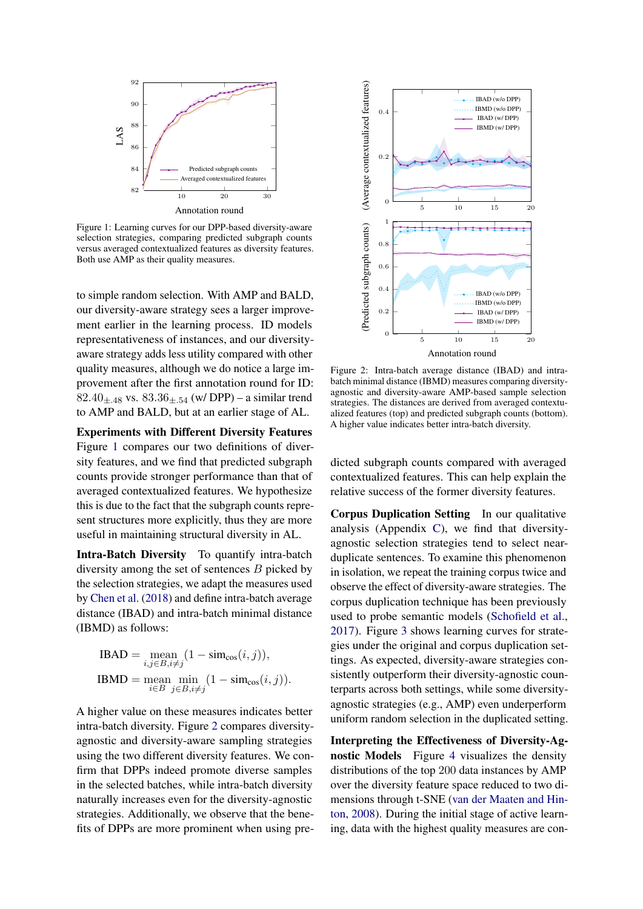Figure 1: Learning curves for our DPP-based diversity-aware selection strategies, comparing predicted subgraph counts versus averaged contextualized features as diversity features. Both use AMP as their quality measures.

to simple random selection. With AMP and BALD, our diversity-aware strategy sees a larger improvement earlier in the learning process. ID models representativeness of instances, and our diversity-aware strategy adds less utility compared with other quality measures, although we do notice a large improvement after the first annotation round for ID: $82.40_{\pm.48}$ vs. $83.36_{\pm.54}$ (w/ DPP) – a similar trend to AMP and BALD, but at an earlier stage of AL.

**Experiments with Different Diversity Features** Figure 1 compares our two definitions of diversity features, and we find that predicted subgraph counts provide stronger performance than that of averaged contextualized features. We hypothesize this is due to the fact that the subgraph counts represent structures more explicitly, thus they are more useful in maintaining structural diversity in AL.

**Intra-Batch Diversity** To quantify intra-batch diversity among the set of sentences $B$ picked by the selection strategies, we adapt the measures used by Chen et al. (2018) and define intra-batch average distance (IBAD) and intra-batch minimal distance (IBMD) as follows:

$$\text{IBAD} = \underset{i,j \in B, i \neq j}{\text{mean}} (1 - \text{sim}_{\cos}(i, j)),$$

$$\text{IBMD} = \underset{i \in B}{\text{mean}} \min_{j \in B, i \neq j} (1 - \text{sim}_{\cos}(i, j)).$$

A higher value on these measures indicates better intra-batch diversity. Figure 2 compares diversity-agnostic and diversity-aware sampling strategies using the two different diversity features. We confirm that DPPs indeed promote diverse samples in the selected batches, while intra-batch diversity naturally increases even for the diversity-agnostic strategies. Additionally, we observe that the benefits of DPPs are more prominent when using predicted subgraph counts compared with averaged contextualized features. This can help explain the relative success of the former diversity features.

Figure 2: Intra-batch average distance (IBAD) and intra-batch minimal distance (IBMD) measures comparing diversity-agnostic and diversity-aware AMP-based sample selection strategies. The distances are derived from averaged contextualized features (top) and predicted subgraph counts (bottom). A higher value indicates better intra-batch diversity.

**Corpus Duplication Setting** In our qualitative analysis (Appendix C), we find that diversity-agnostic selection strategies tend to select near-duplicate sentences. To examine this phenomenon in isolation, we repeat the training corpus twice and observe the effect of diversity-aware strategies. The corpus duplication technique has been previously used to probe semantic models (Schofield et al., 2017). Figure 3 shows learning curves for strategies under the original and corpus duplication settings. As expected, diversity-aware strategies consistently outperform their diversity-agnostic counterparts across both settings, while some diversity-agnostic strategies (e.g., AMP) even underperform uniform random selection in the duplicated setting.

**Interpreting the Effectiveness of Diversity-Agnostic Models** Figure 4 visualizes the density distributions of the top 200 data instances by AMP over the diversity feature space reduced to two dimensions through t-SNE (van der Maaten and Hinton, 2008). During the initial stage of active learning, data with the highest quality measures are con-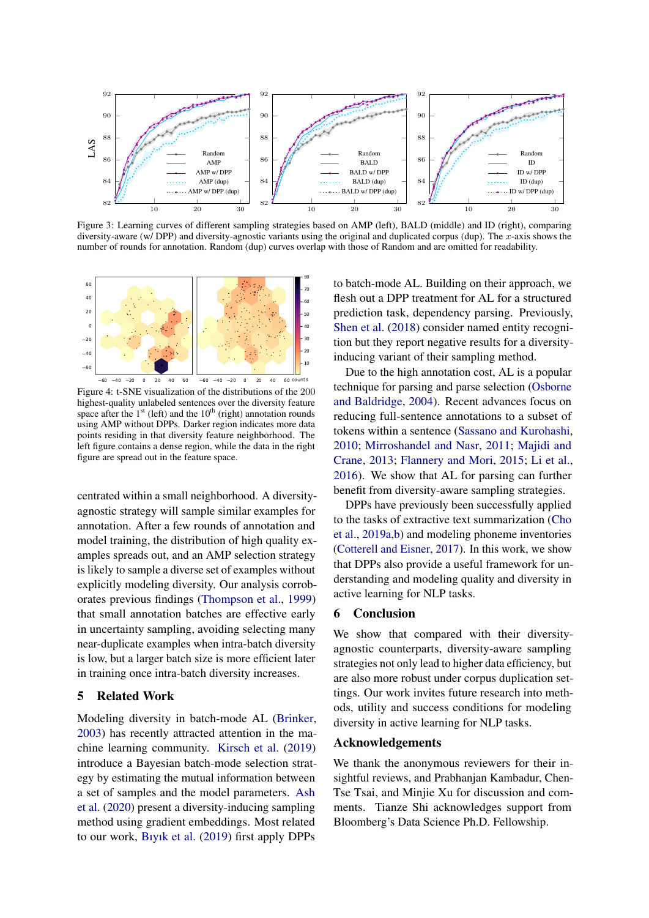Figure 3: Learning curves of different sampling strategies based on AMP (left), BALD (middle) and ID (right), comparing diversity-aware (w/ DPP) and diversity-agnostic variants using the original and duplicated corpus (dup). The $x$-axis shows the number of rounds for annotation. Random (dup) curves overlap with those of Random and are omitted for readability.

Figure 4: t-SNE visualization of the distributions of the 200 highest-quality unlabeled sentences over the diversity feature space after the 1[st] (left) and the 10[th] (right) annotation rounds using AMP without DPPs. Darker region indicates more data points residing in that diversity feature neighborhood. The left figure contains a dense region, while the data in the right figure are spread out in the feature space.

centrated within a small neighborhood. A diversity-agnostic strategy will sample similar examples for annotation. After a few rounds of annotation and model training, the distribution of high quality examples spreads out, and an AMP selection strategy is likely to sample a diverse set of examples without explicitly modeling diversity. Our analysis corroborates previous findings (Thompson et al., 1999) that small annotation batches are effective early in uncertainty sampling, avoiding selecting many near-duplicate examples when intra-batch diversity is low, but a larger batch size is more efficient later in training once intra-batch diversity increases.

## 5 Related Work

Modeling diversity in batch-mode AL (Brinker, 2003) has recently attracted attention in the machine learning community. Kirsch et al. (2019) introduce a Bayesian batch-mode selection strategy by estimating the mutual information between a set of samples and the model parameters. Ash et al. (2020) present a diversity-inducing sampling method using gradient embeddings. Most related to our work, Bıyık et al. (2019) first apply DPPs to batch-mode AL. Building on their approach, we flesh out a DPP treatment for AL for a structured prediction task, dependency parsing. Previously, Shen et al. (2018) consider named entity recognition but they report negative results for a diversity-inducing variant of their sampling method.

Due to the high annotation cost, AL is a popular technique for parsing and parse selection (Osborne and Baldridge, 2004). Recent advances focus on reducing full-sentence annotations to a subset of tokens within a sentence (Sassano and Kurohashi, 2010; Mirroshandel and Nasr, 2011; Majidi and Crane, 2013; Flannery and Mori, 2015; Li et al., 2016). We show that AL for parsing can further benefit from diversity-aware sampling strategies.

DPPs have previously been successfully applied to the tasks of extractive text summarization (Cho et al., 2019a,b) and modeling phoneme inventories (Cotterell and Eisner, 2017). In this work, we show that DPPs also provide a useful framework for understanding and modeling quality and diversity in active learning for NLP tasks.

## 6 Conclusion

We show that compared with their diversity-agnostic counterparts, diversity-aware sampling strategies not only lead to higher data efficiency, but are also more robust under corpus duplication settings. Our work invites future research into methods, utility and success conditions for modeling diversity in active learning for NLP tasks.

## Acknowledgements

We thank the anonymous reviewers for their insightful reviews, and Prabhanjan Kambadur, Chen-Tse Tsai, and Minjie Xu for discussion and comments. Tianze Shi acknowledges support from Bloomberg's Data Science Ph.D. Fellowship.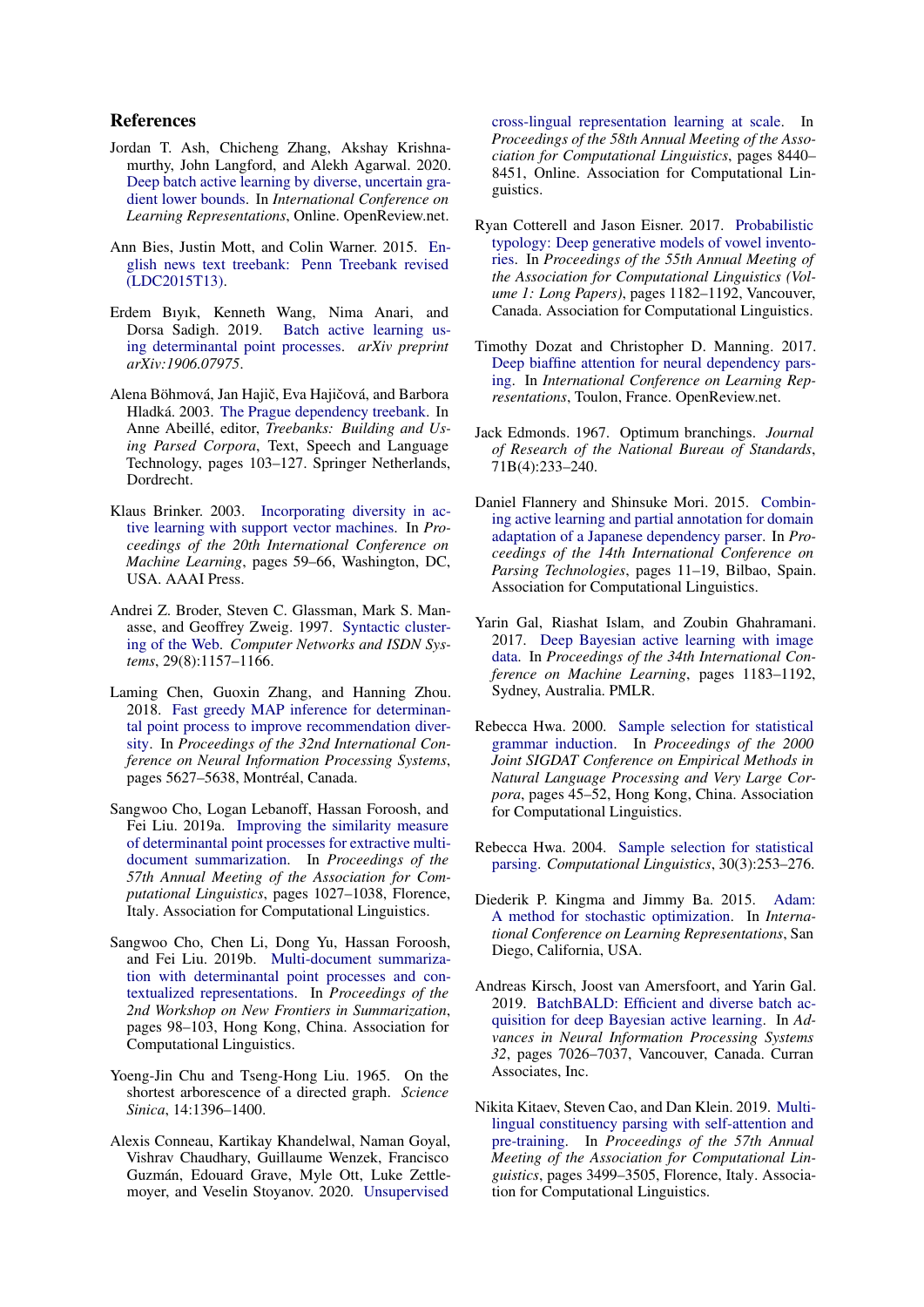## References

Jordan T. Ash, Chicheng Zhang, Akshay Krishnamurthy, John Langford, and Alekh Agarwal. 2020. Deep batch active learning by diverse, uncertain gradient lower bounds. In *International Conference on Learning Representations*, Online. OpenReview.net.

Ann Bies, Justin Mott, and Colin Warner. 2015. English news text treebank: Penn Treebank revised (LDC2015T13).

Erdem Bıyık, Kenneth Wang, Nima Anari, and Dorsa Sadigh. 2019. Batch active learning using determinantal point processes. *arXiv preprint arXiv:1906.07975*.

Alena Böhmová, Jan Hajič, Eva Hajičová, and Barbora Hladká. 2003. The Prague dependency treebank. In Anne Abeillé, editor, *Treebanks: Building and Using Parsed Corpora*, Text, Speech and Language Technology, pages 103–127. Springer Netherlands, Dordrecht.

Klaus Brinker. 2003. Incorporating diversity in active learning with support vector machines. In *Proceedings of the 20th International Conference on Machine Learning*, pages 59–66, Washington, DC, USA. AAAI Press.

Andrei Z. Broder, Steven C. Glassman, Mark S. Manasse, and Geoffrey Zweig. 1997. Syntactic clustering of the Web. *Computer Networks and ISDN Systems*, 29(8):1157–1166.

Laming Chen, Guoxin Zhang, and Hanning Zhou. 2018. Fast greedy MAP inference for determinantal point process to improve recommendation diversity. In *Proceedings of the 32nd International Conference on Neural Information Processing Systems*, pages 5627–5638, Montréal, Canada.

Sangwoo Cho, Logan Lebanoff, Hassan Foroosh, and Fei Liu. 2019a. Improving the similarity measure of determinantal point processes for extractive multi-document summarization. In *Proceedings of the 57th Annual Meeting of the Association for Computational Linguistics*, pages 1027–1038, Florence, Italy. Association for Computational Linguistics.

Sangwoo Cho, Chen Li, Dong Yu, Hassan Foroosh, and Fei Liu. 2019b. Multi-document summarization with determinantal point processes and contextualized representations. In *Proceedings of the 2nd Workshop on New Frontiers in Summarization*, pages 98–103, Hong Kong, China. Association for Computational Linguistics.

Yoeng-Jin Chu and Tseng-Hong Liu. 1965. On the shortest arborescence of a directed graph. *Science Sinica*, 14:1396–1400.

Alexis Conneau, Kartikay Khandelwal, Naman Goyal, Vishrav Chaudhary, Guillaume Wenzek, Francisco Guzmán, Edouard Grave, Myle Ott, Luke Zettlemoyer, and Veselin Stoyanov. 2020. Unsupervised cross-lingual representation learning at scale. In *Proceedings of the 58th Annual Meeting of the Association for Computational Linguistics*, pages 8440–8451, Online. Association for Computational Linguistics.

Ryan Cotterell and Jason Eisner. 2017. Probabilistic typology: Deep generative models of vowel inventories. In *Proceedings of the 55th Annual Meeting of the Association for Computational Linguistics (Volume 1: Long Papers)*, pages 1182–1192, Vancouver, Canada. Association for Computational Linguistics.

Timothy Dozat and Christopher D. Manning. 2017. Deep biaffine attention for neural dependency parsing. In *International Conference on Learning Representations*, Toulon, France. OpenReview.net.

Jack Edmonds. 1967. Optimum branchings. *Journal of Research of the National Bureau of Standards*, 71B(4):233–240.

Daniel Flannery and Shinsuke Mori. 2015. Combining active learning and partial annotation for domain adaptation of a Japanese dependency parser. In *Proceedings of the 14th International Conference on Parsing Technologies*, pages 11–19, Bilbao, Spain. Association for Computational Linguistics.

Yarin Gal, Riashat Islam, and Zoubin Ghahramani. 2017. Deep Bayesian active learning with image data. In *Proceedings of the 34th International Conference on Machine Learning*, pages 1183–1192, Sydney, Australia. PMLR.

Rebecca Hwa. 2000. Sample selection for statistical grammar induction. In *Proceedings of the 2000 Joint SIGDAT Conference on Empirical Methods in Natural Language Processing and Very Large Corpora*, pages 45–52, Hong Kong, China. Association for Computational Linguistics.

Rebecca Hwa. 2004. Sample selection for statistical parsing. *Computational Linguistics*, 30(3):253–276.

Diederik P. Kingma and Jimmy Ba. 2015. Adam: A method for stochastic optimization. In *International Conference on Learning Representations*, San Diego, California, USA.

Andreas Kirsch, Joost van Amersfoort, and Yarin Gal. 2019. BatchBALD: Efficient and diverse batch acquisition for deep Bayesian active learning. In *Advances in Neural Information Processing Systems 32*, pages 7026–7037, Vancouver, Canada. Curran Associates, Inc.

Nikita Kitaev, Steven Cao, and Dan Klein. 2019. Multilingual constituency parsing with self-attention and pre-training. In *Proceedings of the 57th Annual Meeting of the Association for Computational Linguistics*, pages 3499–3505, Florence, Italy. Association for Computational Linguistics.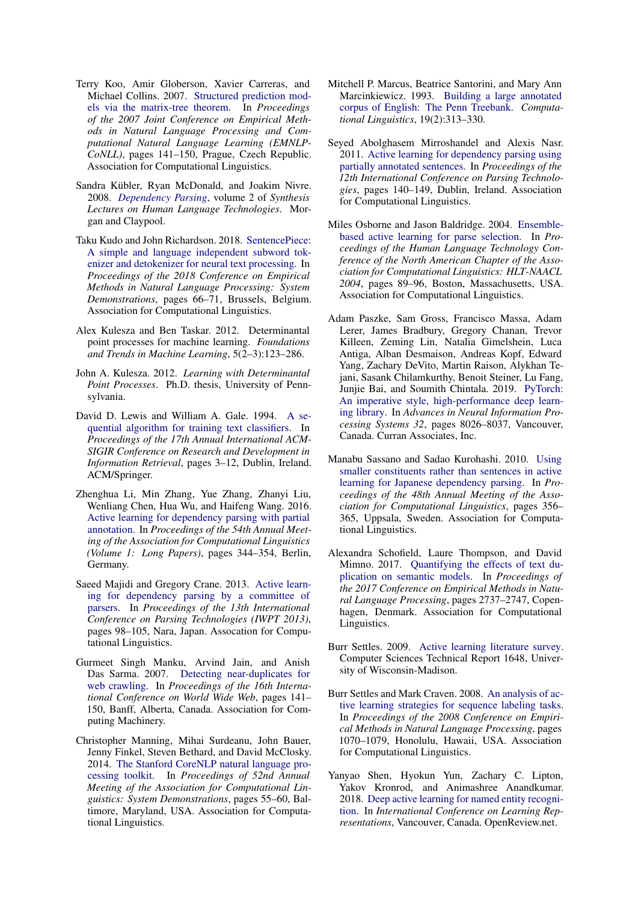Terry Koo, Amir Globerson, Xavier Carreras, and Michael Collins. 2007. Structured prediction models via the matrix-tree theorem. In *Proceedings of the 2007 Joint Conference on Empirical Methods in Natural Language Processing and Computational Natural Language Learning (EMNLP-CoNLL)*, pages 141–150, Prague, Czech Republic. Association for Computational Linguistics.

Sandra Kübler, Ryan McDonald, and Joakim Nivre. 2008. *Dependency Parsing*, volume 2 of *Synthesis Lectures on Human Language Technologies*. Morgan and Claypool.

Taku Kudo and John Richardson. 2018. SentencePiece: A simple and language independent subword tokenizer and detokenizer for neural text processing. In *Proceedings of the 2018 Conference on Empirical Methods in Natural Language Processing: System Demonstrations*, pages 66–71, Brussels, Belgium. Association for Computational Linguistics.

Alex Kulesza and Ben Taskar. 2012. Determinantal point processes for machine learning. *Foundations and Trends in Machine Learning*, 5(2–3):123–286.

John A. Kulesza. 2012. *Learning with Determinantal Point Processes*. Ph.D. thesis, University of Pennsylvania.

David D. Lewis and William A. Gale. 1994. A sequential algorithm for training text classifiers. In *Proceedings of the 17th Annual International ACM-SIGIR Conference on Research and Development in Information Retrieval*, pages 3–12, Dublin, Ireland. ACM/Springer.

Zhenghua Li, Min Zhang, Yue Zhang, Zhanyi Liu, Wenliang Chen, Hua Wu, and Haifeng Wang. 2016. Active learning for dependency parsing with partial annotation. In *Proceedings of the 54th Annual Meeting of the Association for Computational Linguistics (Volume 1: Long Papers)*, pages 344–354, Berlin, Germany.

Saeed Majidi and Gregory Crane. 2013. Active learning for dependency parsing by a committee of parsers. In *Proceedings of the 13th International Conference on Parsing Technologies (IWPT 2013)*, pages 98–105, Nara, Japan. Assocation for Computational Linguistics.

Gurmeet Singh Manku, Arvind Jain, and Anish Das Sarma. 2007. Detecting near-duplicates for web crawling. In *Proceedings of the 16th International Conference on World Wide Web*, pages 141–150, Banff, Alberta, Canada. Association for Computing Machinery.

Christopher Manning, Mihai Surdeanu, John Bauer, Jenny Finkel, Steven Bethard, and David McClosky. 2014. The Stanford CoreNLP natural language processing toolkit. In *Proceedings of 52nd Annual Meeting of the Association for Computational Linguistics: System Demonstrations*, pages 55–60, Baltimore, Maryland, USA. Association for Computational Linguistics.

Mitchell P. Marcus, Beatrice Santorini, and Mary Ann Marcinkiewicz. 1993. Building a large annotated corpus of English: The Penn Treebank. *Computational Linguistics*, 19(2):313–330.

Seyed Abolghasem Mirroshandel and Alexis Nasr. 2011. Active learning for dependency parsing using partially annotated sentences. In *Proceedings of the 12th International Conference on Parsing Technologies*, pages 140–149, Dublin, Ireland. Association for Computational Linguistics.

Miles Osborne and Jason Baldridge. 2004. Ensemble-based active learning for parse selection. In *Proceedings of the Human Language Technology Conference of the North American Chapter of the Association for Computational Linguistics: HLT-NAACL 2004*, pages 89–96, Boston, Massachusetts, USA. Association for Computational Linguistics.

Adam Paszke, Sam Gross, Francisco Massa, Adam Lerer, James Bradbury, Gregory Chanan, Trevor Killeen, Zeming Lin, Natalia Gimelshein, Luca Antiga, Alban Desmaison, Andreas Kopf, Edward Yang, Zachary DeVito, Martin Raison, Alykhan Tejani, Sasank Chilamkurthy, Benoit Steiner, Lu Fang, Junjie Bai, and Soumith Chintala. 2019. PyTorch: An imperative style, high-performance deep learning library. In *Advances in Neural Information Processing Systems 32*, pages 8026–8037, Vancouver, Canada. Curran Associates, Inc.

Manabu Sassano and Sadao Kurohashi. 2010. Using smaller constituents rather than sentences in active learning for Japanese dependency parsing. In *Proceedings of the 48th Annual Meeting of the Association for Computational Linguistics*, pages 356–365, Uppsala, Sweden. Association for Computational Linguistics.

Alexandra Schofield, Laure Thompson, and David Mimno. 2017. Quantifying the effects of text duplication on semantic models. In *Proceedings of the 2017 Conference on Empirical Methods in Natural Language Processing*, pages 2737–2747, Copenhagen, Denmark. Association for Computational Linguistics.

Burr Settles. 2009. Active learning literature survey. Computer Sciences Technical Report 1648, University of Wisconsin-Madison.

Burr Settles and Mark Craven. 2008. An analysis of active learning strategies for sequence labeling tasks. In *Proceedings of the 2008 Conference on Empirical Methods in Natural Language Processing*, pages 1070–1079, Honolulu, Hawaii, USA. Association for Computational Linguistics.

Yanyao Shen, Hyokun Yun, Zachary C. Lipton, Yakov Kronrod, and Animashree Anandkumar. 2018. Deep active learning for named entity recognition. In *International Conference on Learning Representations*, Vancouver, Canada. OpenReview.net.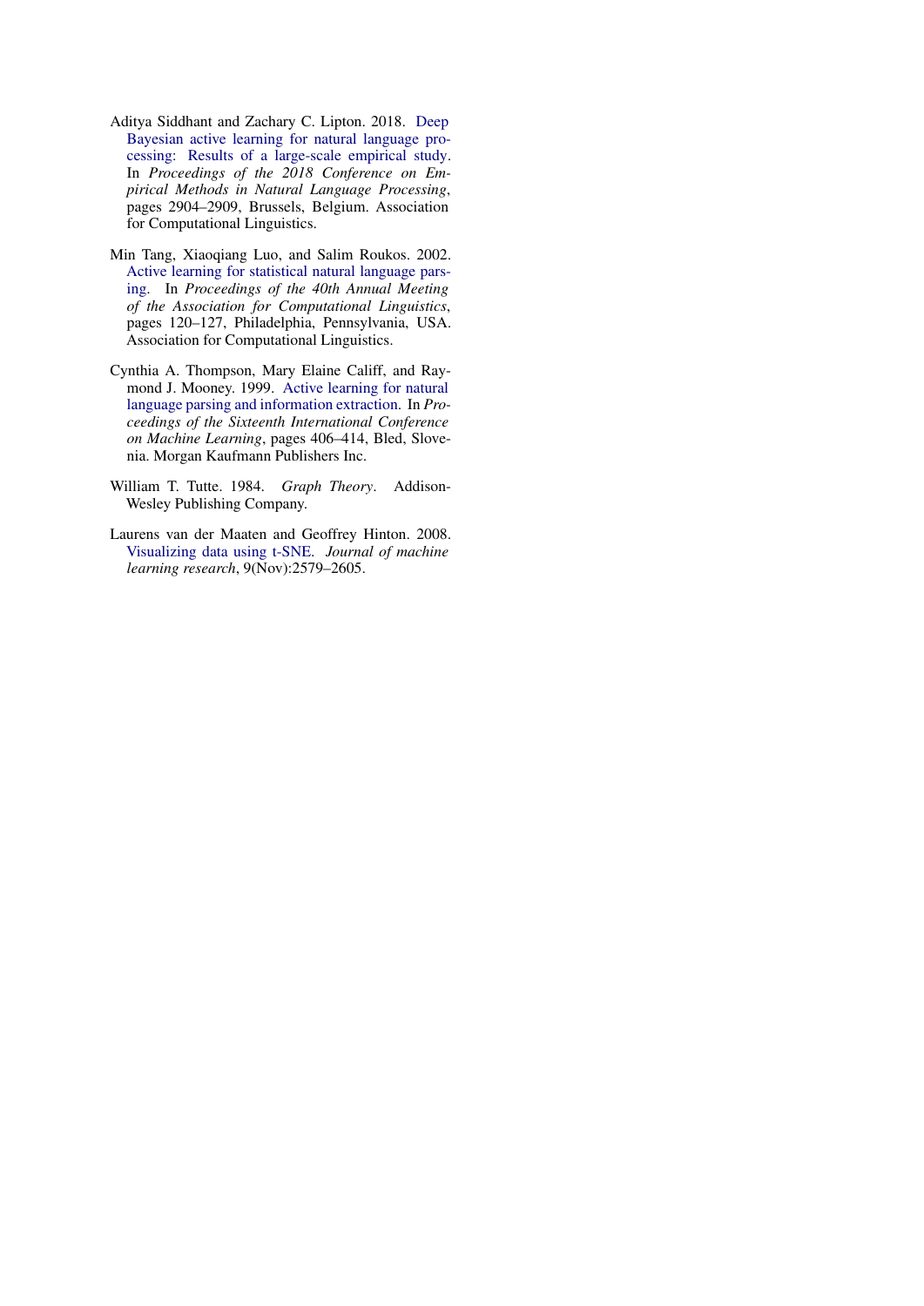Aditya Siddhant and Zachary C. Lipton. 2018. Deep Bayesian active learning for natural language processing: Results of a large-scale empirical study. In *Proceedings of the 2018 Conference on Empirical Methods in Natural Language Processing*, pages 2904–2909, Brussels, Belgium. Association for Computational Linguistics.

Min Tang, Xiaoqiang Luo, and Salim Roukos. 2002. Active learning for statistical natural language parsing. In *Proceedings of the 40th Annual Meeting of the Association for Computational Linguistics*, pages 120–127, Philadelphia, Pennsylvania, USA. Association for Computational Linguistics.

Cynthia A. Thompson, Mary Elaine Califf, and Raymond J. Mooney. 1999. Active learning for natural language parsing and information extraction. In *Proceedings of the Sixteenth International Conference on Machine Learning*, pages 406–414, Bled, Slovenia. Morgan Kaufmann Publishers Inc.

William T. Tutte. 1984. *Graph Theory*. Addison-Wesley Publishing Company.

Laurens van der Maaten and Geoffrey Hinton. 2008. Visualizing data using t-SNE. *Journal of machine learning research*, 9(Nov):2579–2605.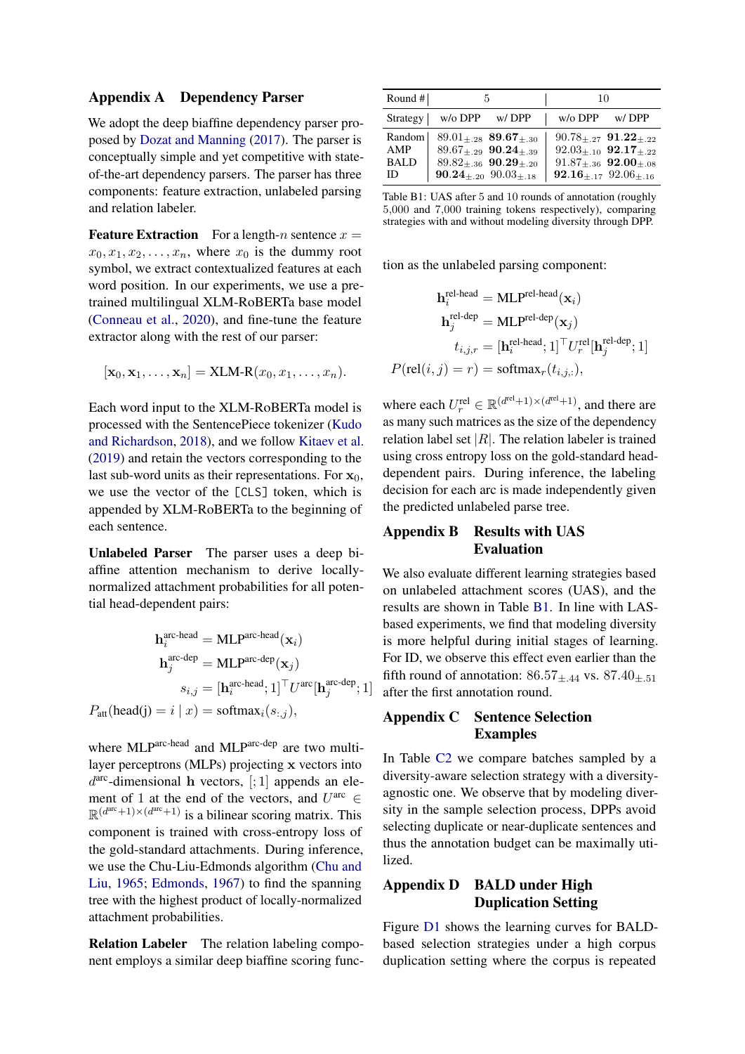## Appendix A Dependency Parser

We adopt the deep biaffine dependency parser proposed by Dozat and Manning (2017). The parser is conceptually simple and yet competitive with state-of-the-art dependency parsers. The parser has three components: feature extraction, unlabeled parsing and relation labeler.

**Feature Extraction** For a length-$n$ sentence $x = x_0, x_1, x_2, \ldots, x_n$, where $x_0$ is the dummy root symbol, we extract contextualized features at each word position. In our experiments, we use a pre-trained multilingual XLM-RoBERTa base model (Conneau et al., 2020), and fine-tune the feature extractor along with the rest of our parser:

$$[\mathbf{x}_0, \mathbf{x}_1, \ldots, \mathbf{x}_n] = \text{XLM-R}(x_0, x_1, \ldots, x_n).$$

Each word input to the XLM-RoBERTa model is processed with the SentencePiece tokenizer (Kudo and Richardson, 2018), and we follow Kitaev et al. (2019) and retain the vectors corresponding to the last sub-word units as their representations. For $\mathbf{x}_0$, we use the vector of the [CLS] token, which is appended by XLM-RoBERTa to the beginning of each sentence.

**Unlabeled Parser** The parser uses a deep biaffine attention mechanism to derive locally-normalized attachment probabilities for all potential head-dependent pairs:

$$\begin{aligned}
\mathbf{h}_i^{\text{arc-head}} &= \text{MLP}^{\text{arc-head}}(\mathbf{x}_i) \\
\mathbf{h}_j^{\text{arc-dep}} &= \text{MLP}^{\text{arc-dep}}(\mathbf{x}_j) \\
s_{i,j} &= [\mathbf{h}_i^{\text{arc-head}}; 1]^\top U^{\text{arc}} [\mathbf{h}_j^{\text{arc-dep}}; 1] \\
P_{\text{att}}(\text{head(j)} = i \mid x) &= \text{softmax}_i(s_{:,j}),
\end{aligned}$$

where $\text{MLP}^{\text{arc-head}}$ and $\text{MLP}^{\text{arc-dep}}$ are two multi-layer perceptrons (MLPs) projecting $\mathbf{x}$ vectors into $d^{\text{arc}}$-dimensional $\mathbf{h}$ vectors, $[\cdot; 1]$ appends an element of 1 at the end of the vectors, and $U^{\text{arc}} \in \mathbb{R}^{(d^{\text{arc}}+1)\times(d^{\text{arc}}+1)}$ is a bilinear scoring matrix. This component is trained with cross-entropy loss of the gold-standard attachments. During inference, we use the Chu-Liu-Edmonds algorithm (Chu and Liu, 1965; Edmonds, 1967) to find the spanning tree with the highest product of locally-normalized attachment probabilities.

**Relation Labeler** The relation labeling component employs a similar deep biaffine scoring function as the unlabeled parsing component:

$$\begin{aligned}
\mathbf{h}_i^{\text{rel-head}} &= \text{MLP}^{\text{rel-head}}(\mathbf{x}_i) \\
\mathbf{h}_j^{\text{rel-dep}} &= \text{MLP}^{\text{rel-dep}}(\mathbf{x}_j) \\
t_{i,j,r} &= [\mathbf{h}_i^{\text{rel-head}}; 1]^\top U_r^{\text{rel}} [\mathbf{h}_j^{\text{rel-dep}}; 1] \\
P(\text{rel}(i,j) = r) &= \text{softmax}_r(t_{i,j,:}),
\end{aligned}$$

where each $U_r^{\text{rel}} \in \mathbb{R}^{(d^{\text{rel}}+1)\times(d^{\text{rel}}+1)}$, and there are as many such matrices as the size of the dependency relation label set $|R|$. The relation labeler is trained using cross entropy loss on the gold-standard head-dependent pairs. During inference, the labeling decision for each arc is made independently given the predicted unlabeled parse tree.

| Round # | 5 | | 10 | |
|---|---|---|---|---|
| Strategy | w/o DPP | w/ DPP | w/o DPP | w/ DPP |
| Random | $89.01_{\pm.28}$ | $\mathbf{89.67}_{\pm.30}$ | $90.78_{\pm.27}$ | $\mathbf{91.22}_{\pm.22}$ |
| AMP | $89.67_{\pm.29}$ | $\mathbf{90.24}_{\pm.39}$ | $92.03_{\pm.10}$ | $\mathbf{92.17}_{\pm.22}$ |
| BALD | $89.82_{\pm.36}$ | $\mathbf{90.29}_{\pm.20}$ | $91.87_{\pm.36}$ | $\mathbf{92.00}_{\pm.08}$ |
| ID | $\mathbf{90.24}_{\pm.20}$ | $90.03_{\pm.18}$ | $\mathbf{92.16}_{\pm.17}$ | $92.06_{\pm.16}$ |

Table B1: UAS after 5 and 10 rounds of annotation (roughly 5,000 and 7,000 training tokens respectively), comparing strategies with and without modeling diversity through DPP.

## Appendix B Results with UAS Evaluation

We also evaluate different learning strategies based on unlabeled attachment scores (UAS), and the results are shown in Table B1. In line with LAS-based experiments, we find that modeling diversity is more helpful during initial stages of learning. For ID, we observe this effect even earlier than the fifth round of annotation: $86.57_{\pm.44}$ vs. $87.40_{\pm.51}$ after the first annotation round.

## Appendix C Sentence Selection Examples

In Table C2 we compare batches sampled by a diversity-aware selection strategy with a diversity-agnostic one. We observe that by modeling diversity in the sample selection process, DPPs avoid selecting duplicate or near-duplicate sentences and thus the annotation budget can be maximally utilized.

## Appendix D BALD under High Duplication Setting

Figure D1 shows the learning curves for BALD-based selection strategies under a high corpus duplication setting where the corpus is repeated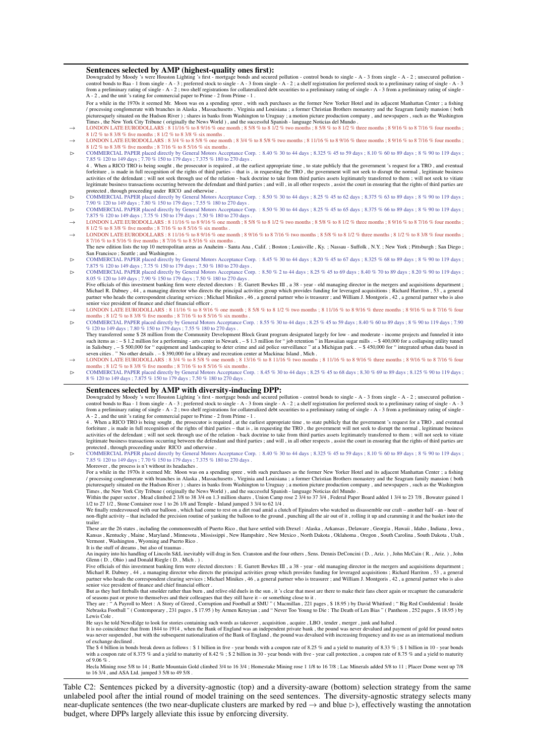**Sentences selected by AMP (highest-quality ones first):**

Downgraded by Moody 's were Houston Lighting 's first - mortgage bonds and secured pollution - control bonds to single - A - 3 from single - A - 2 ; unsecured pollution - control bonds to Baa - 1 from single - A - 3 ; preferred stock to single - A - 3 from single - A - 2 ; a shelf registration for preferred stock to a preliminary rating of single - A - 3 from a preliminary rating of single - A - 2 ; two shelf registrations for collateralized debt securities to a preliminary rating of single - A - 3 from a preliminary rating of single - A - 2 , and the unit 's rating for commercial paper to Prime - 2 from Prime - 1 .

For a while in the 1970s it seemed Mr. Moon was on a spending spree , with such purchases as the former New Yorker Hotel and its adjacent Manhattan Center ; a fishing / processing conglomerate with branches in Alaska , Massachusetts , Virginia and Louisiana ; a former Christian Brothers monastery and the Seagram family mansion ( both picturesquely situated on the Hudson River ) ; shares in banks from Washington to Uruguay ; a motion picture production company , and newspapers , such as the Washington Times , the New York City Tribune ( originally the News World ) , and the successful Spanish - language Noticias del Mundo .

→ LONDON LATE EURODOLLARS : 8 11/16 % to 8 9/16 % one month ; 8 5/8 % to 8 1/2 % two months ; 8 5/8 % to 8 1/2 % three months ; 8 9/16 % to 8 7/16 % four months ; 8 1/2 % to 8 3/8 % five months ; 8 1/2 % to 8 3/8 % six months .

→ LONDON LATE EURODOLLARS : 8 3/4 % to 8 5/8 % one month ; 8 3/4 % to 8 5/8 % two months ; 8 11/16 % to 8 9/16 % three months ; 8 9/16 % to 8 7/16 % four months ; 8 1/2 % to 8 3/8 % five months ; 8 7/16 % to 8 5/16 % six months .

▷ COMMERCIAL PAPER placed directly by General Motors Acceptance Corp. : 8.40 % 30 to 44 days ; 8.325 % 45 to 59 days ; 8.10 % 60 to 89 days ; 8 % 90 to 119 days ; 7.85 % 120 to 149 days ; 7.70 % 150 to 179 days ; 7.375 % 180 to 270 days .

4 . When a RICO TRO is being sought , the prosecutor is required , at the earliest appropriate time , to state publicly that the government 's request for a TRO , and eventual forfeiture , is made in full recognition of the rights of third parties – that is , in requesting the TRO , the government will not seek to disrupt the normal , legitimate business activities of the defendant ; will not seek through use of the relation - back doctrine to take from third parties assets legitimately transferred to them ; will not seek to vitiate legitimate business transactions occurring between the defendant and third parties ; and will , in all other respects , assist the court in ensuring that the rights of third parties are protected , through proceeding under RICO and otherwise .

▷ COMMERCIAL PAPER placed directly by General Motors Acceptance Corp. : 8.50 % 30 to 44 days ; 8.25 % 45 to 62 days ; 8.375 % 63 to 89 days ; 8 % 90 to 119 days ; 7.90 % 120 to 149 days ; 7.80 % 150 to 179 days ; 7.55 % 180 to 270 days .

▷ COMMERCIAL PAPER placed directly by General Motors Acceptance Corp. : 8.50 % 30 to 44 days ; 8.25 % 45 to 65 days ; 8.375 % 66 to 89 days ; 8 % 90 to 119 days ; 7.875 % 120 to 149 days ; 7.75 % 150 to 179 days ; 7.50 % 180 to 270 days .

→ LONDON LATE EURODOLLARS : 8 11/16 % to 8 9/16 % one month ; 8 5/8 % to 8 1/2 % two months ; 8 5/8 % to 8 1/2 % three months ; 8 9/16 % to 8 7/16 % four months ; 8 1/2 % to 8 3/8 % five months ; 8 7/16 % to 8 5/16 % six months .

→ LONDON LATE EURODOLLARS : 8 11/16 % to 8 9/16 % one month ; 8 9/16 % to 8 7/16 % two months ; 8 5/8 % to 8 1/2 % three months ; 8 1/2 % to 8 3/8 % four months ; 8 7/16 % to 8 5/16 % five months ; 8 7/16 % to 8 5/16 % six months .

The new edition lists the top 10 metropolitan areas as Anaheim - Santa Ana , Calif. ; Boston ; Louisville , Ky. ; Nassau - Suffolk , N.Y. ; New York ; Pittsburgh ; San Diego ; San Francisco ; Seattle ; and Washington .

▷ COMMERCIAL PAPER placed directly by General Motors Acceptance Corp. : 8.45 % 30 to 44 days ; 8.20 % 45 to 67 days ; 8.325 % 68 to 89 days ; 8 % 90 to 119 days ; 7.875 % 120 to 149 days ; 7.75 % 150 to 179 days ; 7.50 % 180 to 270 days .

▷ COMMERCIAL PAPER placed directly by General Motors Acceptance Corp. : 8.50 % 2 to 44 days ; 8.25 % 45 to 69 days ; 8.40 % 70 to 89 days ; 8.20 % 90 to 119 days ; 8.05 % 120 to 149 days ; 7.90 % 150 to 179 days ; 7.50 % 180 to 270 days .

Five officials of this investment banking firm were elected directors : E. Garrett Bewkes III , a 38 - year - old managing director in the mergers and acquisitions department ; Michael R. Dabney , 44 , a managing director who directs the principal activities group which provides funding for leveraged acquisitions ; Richard Harriton , 53 , a general partner who heads the correspondent clearing services ; Michael Minikes , 46 , a general partner who is treasurer ; and William J. Montgoris , 42 , a general partner who is also senior vice president of finance and chief financial officer .

→ LONDON LATE EURODOLLARS : 8 11/16 % to 8 9/16 % one month ; 8 5/8 % to 8 1/2 % two months ; 8 11/16 % to 8 9/16 % three months ; 8 9/16 % to 8 7/16 % four months ; 8 1/2 % to 8 3/8 % five months ; 8 7/16 % to 8 5/16 % six months .

▷ COMMERCIAL PAPER placed directly by General Motors Acceptance Corp. : 8.55 % 30 to 44 days ; 8.25 % 45 to 59 days ; 8.40 % 60 to 89 days ; 8 % 90 to 119 days ; 7.90 % 120 to 149 days ; 7.80 % 150 to 179 days ; 7.55 % 180 to 270 days .

They transferred some $ 28 million from the Community Development Block Grant program designated largely for low - and moderate - income projects and funneled it into such items as : – $ 1.2 million for a performing - arts center in Newark , – $ 1.3 million for " job retention " in Hawaiian sugar mills . – $ 400,000 for a collapsing utility tunnel in Salisbury , – $ 500,000 for " equipment and landscaping to deter crime and aid police surveillance " at a Michigan park . – $ 450,000 for " integrated urban data based in seven cities . " No other details . – $ 390,000 for a library and recreation center at Mackinac Island , Mich .

→ LONDON LATE EURODOLLARS : 8 3/4 % to 8 5/8 % one month ; 8 13/16 % to 8 11/16 % two months ; 8 11/16 % to 8 9/16 % three months ; 8 9/16 % to 8 7/16 % four months ; 8 1/2 % to 8 3/8 % five months ; 8 7/16 % to 8 5/16 % six months .

▷ COMMERCIAL PAPER placed directly by General Motors Acceptance Corp. : 8.45 % 30 to 44 days ; 8.25 % 45 to 68 days ; 8.30 % 69 to 89 days ; 8.125 % 90 to 119 days ; 8 % 120 to 149 days ; 7.875 % 150 to 179 days ; 7.50 % 180 to 270 days .

**Sentences selected by AMP with diversity-inducing DPP:**

Downgraded by Moody 's were Houston Lighting 's first - mortgage bonds and secured pollution - control bonds to single - A - 3 from single - A - 2 ; unsecured pollution - control bonds to Baa - 1 from single - A - 3 ; preferred stock to single - A - 3 from single - A - 2 ; a shelf registration for preferred stock to a preliminary rating of single - A - 3 from a preliminary rating of single - A - 2 ; two shelf registrations for collateralized debt securities to a preliminary rating of single - A - 3 from a preliminary rating of single - A - 2 , and the unit 's rating for commercial paper to Prime - 2 from Prime - 1 .

4 . When a RICO TRO is being sought , the prosecutor is required , at the earliest appropriate time , to state publicly that the government 's request for a TRO , and eventual forfeiture , is made in full recognition of the rights of third parties – that is , in requesting the TRO , the government will not seek to disrupt the normal , legitimate business activities of the defendant ; will not seek through use of the relation - back doctrine to take from third parties assets legitimately transferred to them ; will not seek to vitiate legitimate business transactions occurring between the defendant and third parties ; and will , in all other respects , assist the court in ensuring that the rights of third parties are protected , through proceeding under RICO and otherwise .

▷ COMMERCIAL PAPER placed directly by General Motors Acceptance Corp. : 8.40 % 30 to 44 days ; 8.325 % 45 to 59 days ; 8.10 % 60 to 89 days ; 8 % 90 to 119 days ; 7.85 % 120 to 149 days ; 7.70 % 150 to 179 days ; 7.375 % 180 to 270 days .

Moreover , the process is n't without its headaches .

For a while in the 1970s it seemed Mr. Moon was on a spending spree , with such purchases as the former New Yorker Hotel and its adjacent Manhattan Center ; a fishing / processing conglomerate with branches in Alaska , Massachusetts , Virginia and Louisiana ; a former Christian Brothers monastery and the Seagram family mansion ( both picturesquely situated on the Hudson River ) ; shares in banks from Washington to Uruguay ; a motion picture production company , and newspapers , such as the Washington Times , the New York City Tribune ( originally the News World ) , and the successful Spanish - language Noticias del Mundo .

Within the paper sector , Mead climbed 2 3/8 to 38 3/4 on 1.3 million shares , Union Camp rose 2 3/4 to 37 3/4 , Federal Paper Board added 1 3/4 to 23 7/8 , Bowater gained 1 1/2 to 27 1/2 , Stone Container rose 1 to 26 1/8 and Temple - Inland jumped 3 3/4 to 62 1/4 .

We finally rendezvoused with our balloon , which had come to rest on a dirt road amid a clutch of Epinalers who watched us disassemble our craft – another half - an - hour of non-flight activity – that included the precision routine of yanking the balloon to the ground , punching all the air out of it , rolling it up and cramming it and the basket into the trailer .

These are the 26 states , including the commonwealth of Puerto Rico , that have settled with Drexel : Alaska , Arkansas , Delaware , Georgia , Hawaii , Idaho , Indiana , Iowa , Kansas , Kentucky , Maine , Maryland , Minnesota , Mississippi , New Hampshire , New Mexico , North Dakota , Oklahoma , Oregon , South Carolina , South Dakota , Utah , Vermont , Washington , Wyoming and Puerto Rico .

It is the stuff of dreams , but also of traumas .

An inquiry into his handling of Lincoln S&L inevitably will drag in Sen. Cranston and the four others , Sens. Dennis DeConcini ( D. , Ariz. ) , John McCain ( R. , Ariz. ) , John Glenn ( D. , Ohio ) and Donald Riegle ( D. , Mich . ) .

Five officials of this investment banking firm were elected directors : E. Garrett Bewkes III , a 38 - year - old managing director in the mergers and acquisitions department ; Michael R. Dabney , 44 , a managing director who directs the principal activities group which provides funding for leveraged acquisitions ; Richard Harriton , 53 , a general partner who heads the correspondent clearing services ; Michael Minikes , 46 , a general partner who is treasurer ; and William J. Montgoris , 42 , a general partner who is also senior vice president of finance and chief financial officer .

But as they hurl fireballs that smolder rather than burn , and relive old duels in the sun , it 's clear that most are there to make their fans cheer again or recapture the camaraderie of seasons past or prove to themselves and their colleagues that they still have it – or something close to it .

They are : " A Payroll to Meet : A Story of Greed , Corruption and Football at SMU " ( Macmillan , 221 pages , $ 18.95 ) by David Whitford ; " Big Red Confidential : Inside Nebraska Football " ( Contemporary , 231 pages , $ 17.95 ) by Armen Keteyian ; and " Never Too Young to Die : The Death of Len Bias " ( Pantheon , 252 pages , $ 18.95 ) by Lewis Cole .

He says he told NewsEdge to look for stories containing such words as takeover , acquisition , acquire , LBO , tender , merger , junk and halted .

It is no coincidence that from 1844 to 1914 , when the Bank of England was an independent private bank , the pound was never devalued and payment of gold for pound notes was never suspended , but with the subsequent nationalization of the Bank of England , the pound was devalued with increasing frequency and its use as an international medium of exchange declined .

The $ 4 billion in bonds break down as follows : $ 1 billion in five - year bonds with a coupon rate of 8.25 % and a yield to maturity of 8.33 % ; $ 1 billion in 10 - year bonds with a coupon rate of 8.375 % and a yield to maturity of 8.42 % ; $ 2 billion in 30 - year bonds with five - year call protection , a coupon rate of 8.75 % and a yield to maturity of 9.06 % .

Hecla Mining rose 5/8 to 14 ; Battle Mountain Gold climbed 3/4 to 16 3/4 ; Homestake Mining rose 1 1/8 to 16 7/8 ; Lac Minerals added 5/8 to 11 ; Placer Dome went up 7/8 to 16 3/4 , and ASA Ltd. jumped 3 5/8 to 49 5/8 .

Table C2: Sentences picked by a diversity-agnostic (top) and a diversity-aware (bottom) selection strategy from the same unlabeled pool after the intial round of model training on the seed sentences. The diversity-agnostic strategy selects many near-duplicate sentences (the two near-duplicate clusters are marked by red → and blue ▷), effectively wasting the annotation budget, where DPPs largely alleviate this issue by enforcing diversity.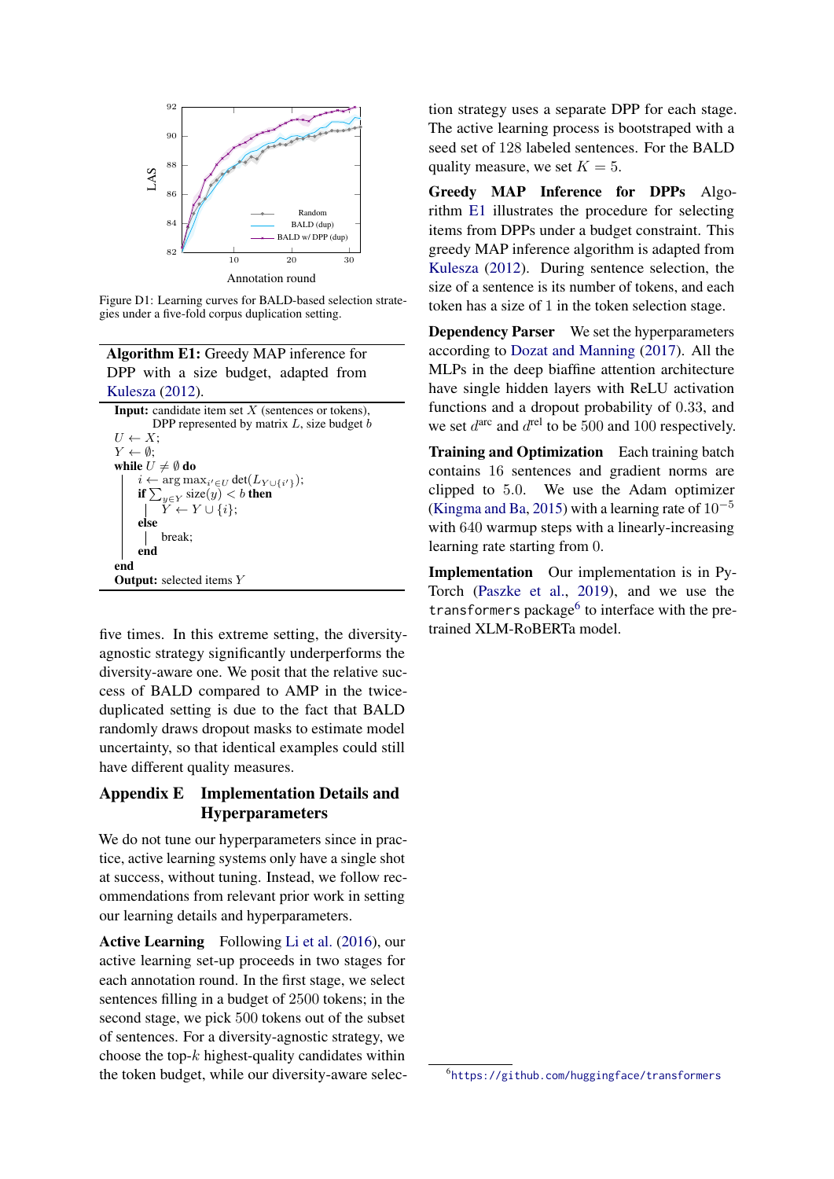92
90
88
86
84
82
LAS
10
20
30
Annotation round
Random
BALD (dup)
BALD w/ DPP (dup)

Figure D1: Learning curves for BALD-based selection strategies under a five-fold corpus duplication setting.

**Algorithm E1:** Greedy MAP inference for DPP with a size budget, adapted from Kulesza (2012).

**Input:** candidate item set $X$ (sentences or tokens), DPP represented by matrix $L$, size budget $b$
$U \leftarrow X$;
$Y \leftarrow \emptyset$;
**while** $U \neq \emptyset$ **do**
  $i \leftarrow \arg\max_{i' \in U} \det(L_{Y \cup \{i'\}})$;
  **if** $\sum_{y \in Y} \text{size}(y) < b$ **then**
    $Y \leftarrow Y \cup \{i\}$;
  **else**
    break;
  **end**
**end**
**Output:** selected items $Y$

five times. In this extreme setting, the diversity-agnostic strategy significantly underperforms the diversity-aware one. We posit that the relative success of BALD compared to AMP in the twice-duplicated setting is due to the fact that BALD randomly draws dropout masks to estimate model uncertainty, so that identical examples could still have different quality measures.

## Appendix E Implementation Details and Hyperparameters

We do not tune our hyperparameters since in practice, active learning systems only have a single shot at success, without tuning. Instead, we follow recommendations from relevant prior work in setting our learning details and hyperparameters.

**Active Learning** Following Li et al. (2016), our active learning set-up proceeds in two stages for each annotation round. In the first stage, we select sentences filling in a budget of 2500 tokens; in the second stage, we pick 500 tokens out of the subset of sentences. For a diversity-agnostic strategy, we choose the top-$k$ highest-quality candidates within the token budget, while our diversity-aware selection strategy uses a separate DPP for each stage. The active learning process is bootstraped with a seed set of 128 labeled sentences. For the BALD quality measure, we set $K = 5$.

**Greedy MAP Inference for DPPs** Algorithm E1 illustrates the procedure for selecting items from DPPs under a budget constraint. This greedy MAP inference algorithm is adapted from Kulesza (2012). During sentence selection, the size of a sentence is its number of tokens, and each token has a size of 1 in the token selection stage.

**Dependency Parser** We set the hyperparameters according to Dozat and Manning (2017). All the MLPs in the deep biaffine attention architecture have single hidden layers with ReLU activation functions and a dropout probability of 0.33, and we set $d^{\text{arc}}$ and $d^{\text{rel}}$ to be 500 and 100 respectively.

**Training and Optimization** Each training batch contains 16 sentences and gradient norms are clipped to 5.0. We use the Adam optimizer (Kingma and Ba, 2015) with a learning rate of $10^{-5}$ with 640 warmup steps with a linearly-increasing learning rate starting from 0.

**Implementation** Our implementation is in PyTorch (Paszke et al., 2019), and we use the `transformers` package[6] to interface with the pre-trained XLM-RoBERTa model.

[6] https://github.com/huggingface/transformers